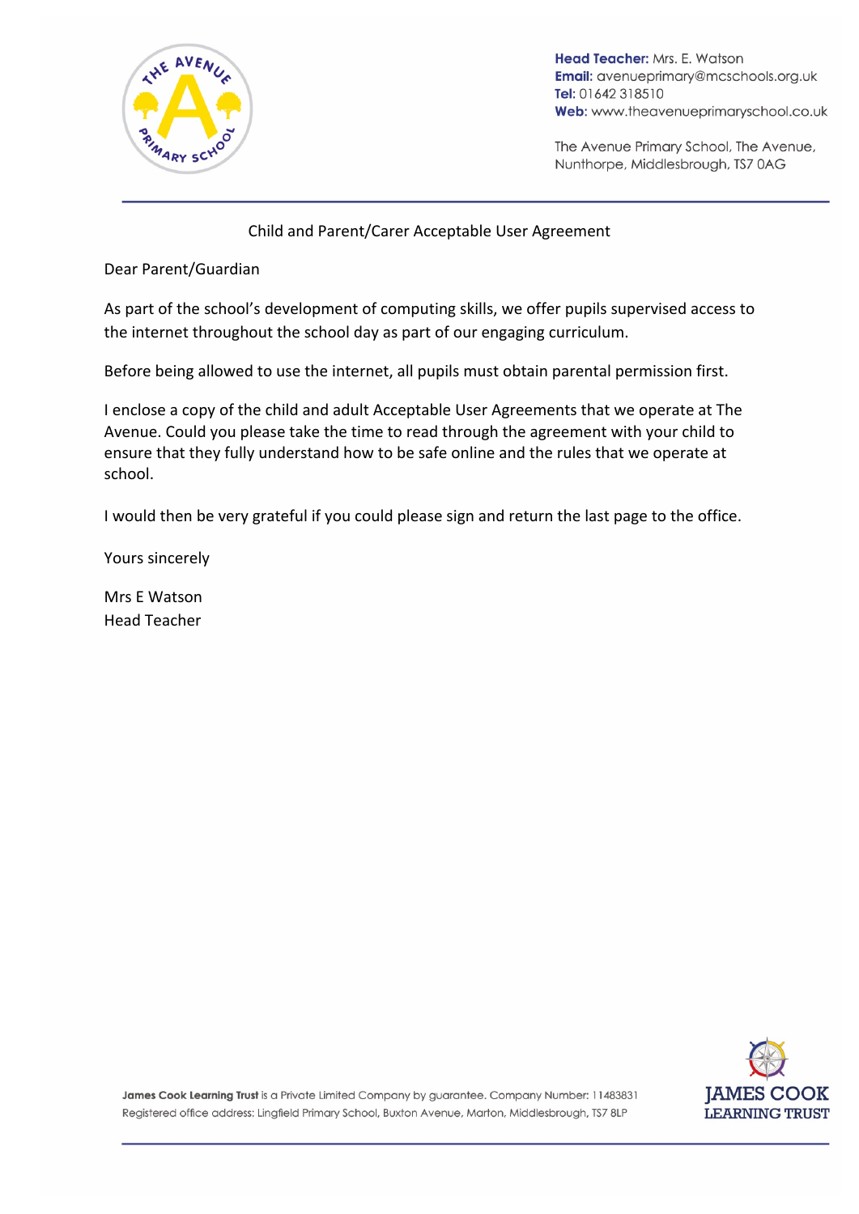**Head Teacher:** Mrs. E. Watson
**Email:** avenueprimary@mcschools.org.uk
**Tel:** 01642 318510
**Web:** www.theavenueprimaryschool.co.uk

The Avenue Primary School, The Avenue, Nunthorpe, Middlesbrough, TS7 0AG

Child and Parent/Carer Acceptable User Agreement

Dear Parent/Guardian

As part of the school's development of computing skills, we offer pupils supervised access to the internet throughout the school day as part of our engaging curriculum.

Before being allowed to use the internet, all pupils must obtain parental permission first.

I enclose a copy of the child and adult Acceptable User Agreements that we operate at The Avenue. Could you please take the time to read through the agreement with your child to ensure that they fully understand how to be safe online and the rules that we operate at school.

I would then be very grateful if you could please sign and return the last page to the office.

Yours sincerely

Mrs E Watson
Head Teacher

**James Cook Learning Trust** is a Private Limited Company by guarantee. Company Number: 11483831
Registered office address: Lingfield Primary School, Buxton Avenue, Marton, Middlesbrough, TS7 8LP

JAMES COOK LEARNING TRUST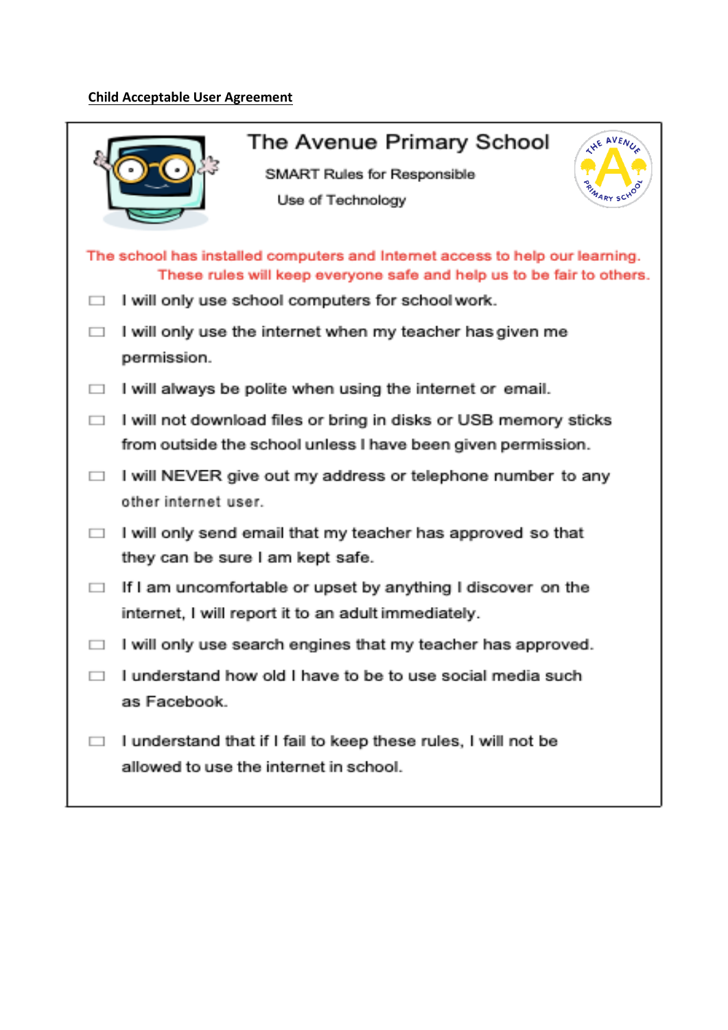**Child Acceptable User Agreement**

## The Avenue Primary School

SMART Rules for Responsible Use of Technology

The school has installed computers and Internet access to help our learning. These rules will keep everyone safe and help us to be fair to others.

- ☐ I will only use school computers for school work.
- ☐ I will only use the internet when my teacher has given me permission.
- ☐ I will always be polite when using the internet or email.
- ☐ I will not download files or bring in disks or USB memory sticks from outside the school unless I have been given permission.
- ☐ I will NEVER give out my address or telephone number to any other internet user.
- ☐ I will only send email that my teacher has approved so that they can be sure I am kept safe.
- ☐ If I am uncomfortable or upset by anything I discover on the internet, I will report it to an adult immediately.
- ☐ I will only use search engines that my teacher has approved.
- ☐ I understand how old I have to be to use social media such as Facebook.
- ☐ I understand that if I fail to keep these rules, I will not be allowed to use the internet in school.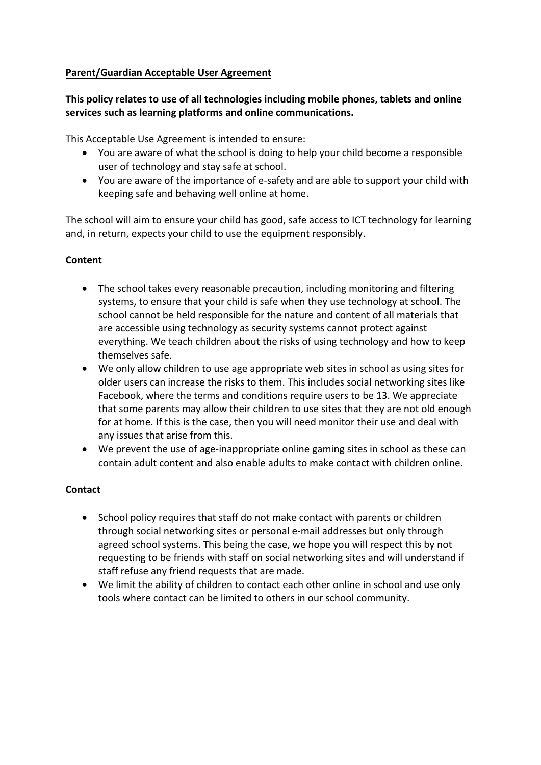**<u>Parent/Guardian Acceptable User Agreement</u>**

**This policy relates to use of all technologies including mobile phones, tablets and online services such as learning platforms and online communications.**

This Acceptable Use Agreement is intended to ensure:

- You are aware of what the school is doing to help your child become a responsible user of technology and stay safe at school.
- You are aware of the importance of e-safety and are able to support your child with keeping safe and behaving well online at home.

The school will aim to ensure your child has good, safe access to ICT technology for learning and, in return, expects your child to use the equipment responsibly.

**Content**

- The school takes every reasonable precaution, including monitoring and filtering systems, to ensure that your child is safe when they use technology at school. The school cannot be held responsible for the nature and content of all materials that are accessible using technology as security systems cannot protect against everything. We teach children about the risks of using technology and how to keep themselves safe.
- We only allow children to use age appropriate web sites in school as using sites for older users can increase the risks to them. This includes social networking sites like Facebook, where the terms and conditions require users to be 13. We appreciate that some parents may allow their children to use sites that they are not old enough for at home. If this is the case, then you will need monitor their use and deal with any issues that arise from this.
- We prevent the use of age-inappropriate online gaming sites in school as these can contain adult content and also enable adults to make contact with children online.

**Contact**

- School policy requires that staff do not make contact with parents or children through social networking sites or personal e-mail addresses but only through agreed school systems. This being the case, we hope you will respect this by not requesting to be friends with staff on social networking sites and will understand if staff refuse any friend requests that are made.
- We limit the ability of children to contact each other online in school and use only tools where contact can be limited to others in our school community.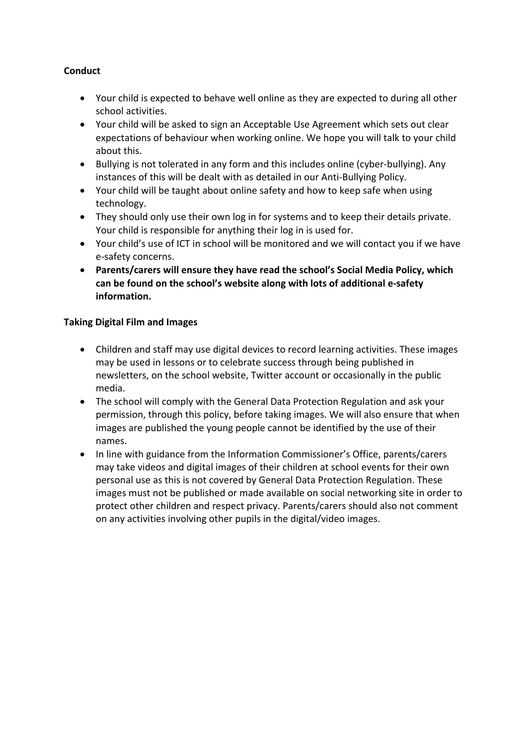**Conduct**

- Your child is expected to behave well online as they are expected to during all other school activities.
- Your child will be asked to sign an Acceptable Use Agreement which sets out clear expectations of behaviour when working online. We hope you will talk to your child about this.
- Bullying is not tolerated in any form and this includes online (cyber-bullying). Any instances of this will be dealt with as detailed in our Anti-Bullying Policy.
- Your child will be taught about online safety and how to keep safe when using technology.
- They should only use their own log in for systems and to keep their details private. Your child is responsible for anything their log in is used for.
- Your child's use of ICT in school will be monitored and we will contact you if we have e-safety concerns.
- **Parents/carers will ensure they have read the school's Social Media Policy, which can be found on the school's website along with lots of additional e-safety information.**

**Taking Digital Film and Images**

- Children and staff may use digital devices to record learning activities. These images may be used in lessons or to celebrate success through being published in newsletters, on the school website, Twitter account or occasionally in the public media.
- The school will comply with the General Data Protection Regulation and ask your permission, through this policy, before taking images. We will also ensure that when images are published the young people cannot be identified by the use of their names.
- In line with guidance from the Information Commissioner's Office, parents/carers may take videos and digital images of their children at school events for their own personal use as this is not covered by General Data Protection Regulation. These images must not be published or made available on social networking site in order to protect other children and respect privacy. Parents/carers should also not comment on any activities involving other pupils in the digital/video images.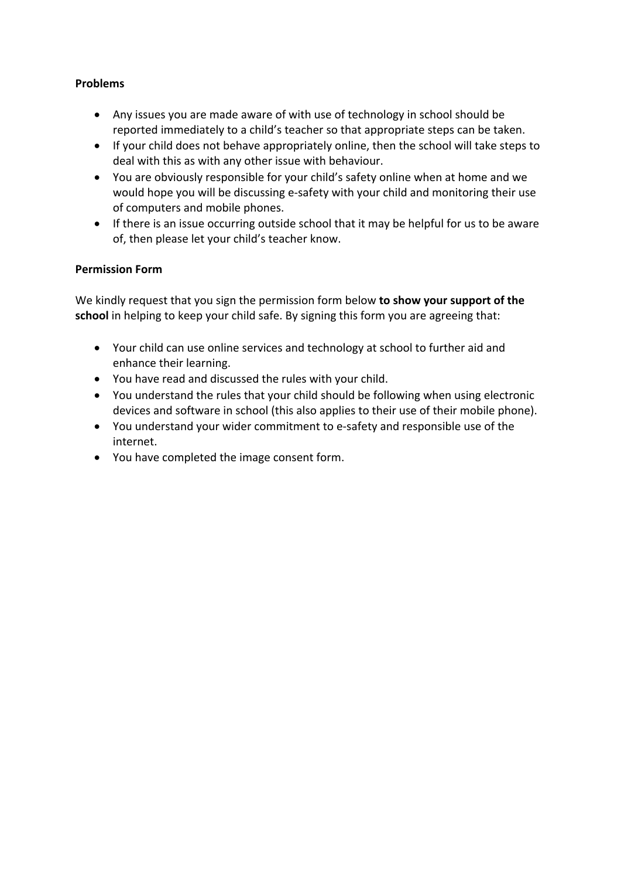**Problems**

- Any issues you are made aware of with use of technology in school should be reported immediately to a child's teacher so that appropriate steps can be taken.
- If your child does not behave appropriately online, then the school will take steps to deal with this as with any other issue with behaviour.
- You are obviously responsible for your child's safety online when at home and we would hope you will be discussing e-safety with your child and monitoring their use of computers and mobile phones.
- If there is an issue occurring outside school that it may be helpful for us to be aware of, then please let your child's teacher know.

**Permission Form**

We kindly request that you sign the permission form below **to show your support of the school** in helping to keep your child safe. By signing this form you are agreeing that:

- Your child can use online services and technology at school to further aid and enhance their learning.
- You have read and discussed the rules with your child.
- You understand the rules that your child should be following when using electronic devices and software in school (this also applies to their use of their mobile phone).
- You understand your wider commitment to e-safety and responsible use of the internet.
- You have completed the image consent form.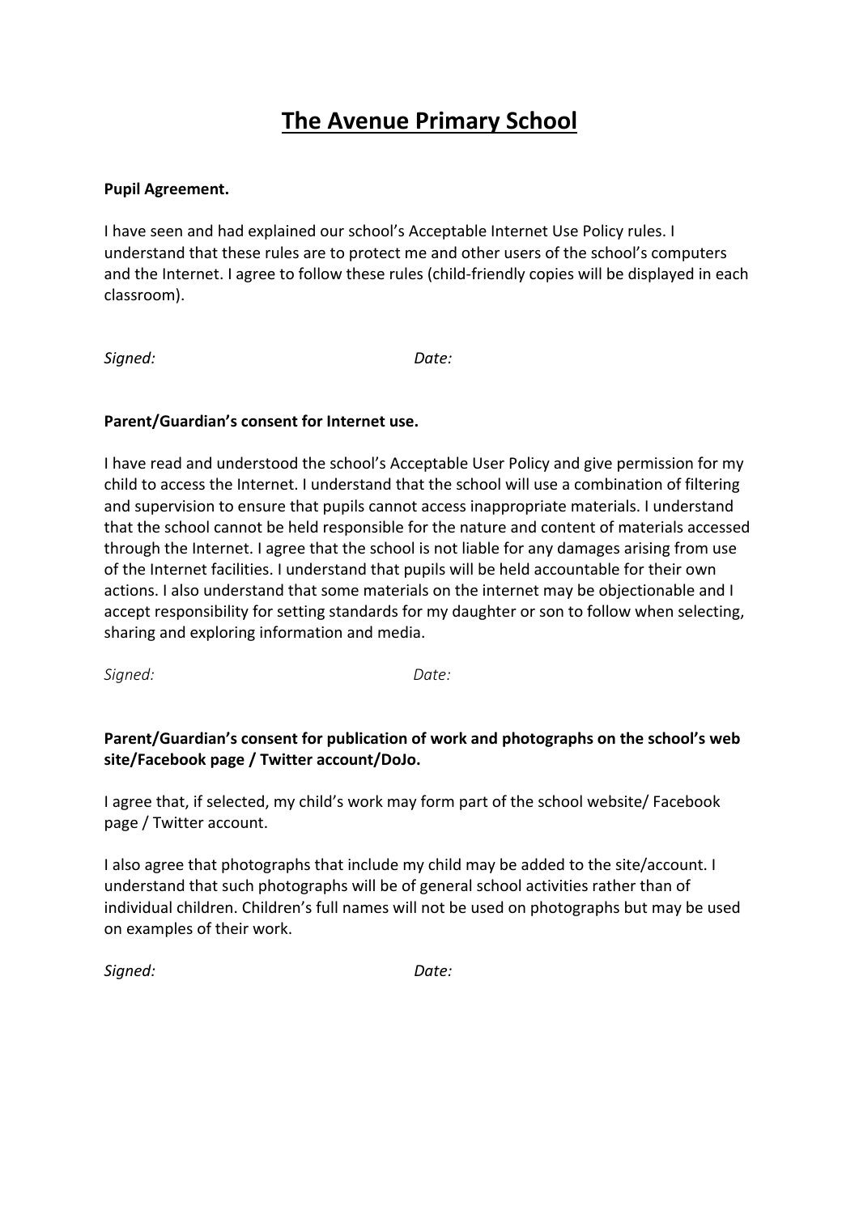# The Avenue Primary School

**Pupil Agreement.**

I have seen and had explained our school's Acceptable Internet Use Policy rules. I understand that these rules are to protect me and other users of the school's computers and the Internet. I agree to follow these rules (child-friendly copies will be displayed in each classroom).

*Signed:* *Date:*

**Parent/Guardian's consent for Internet use.**

I have read and understood the school's Acceptable User Policy and give permission for my child to access the Internet. I understand that the school will use a combination of filtering and supervision to ensure that pupils cannot access inappropriate materials. I understand that the school cannot be held responsible for the nature and content of materials accessed through the Internet. I agree that the school is not liable for any damages arising from use of the Internet facilities. I understand that pupils will be held accountable for their own actions. I also understand that some materials on the internet may be objectionable and I accept responsibility for setting standards for my daughter or son to follow when selecting, sharing and exploring information and media.

*Signed:* *Date:*

**Parent/Guardian's consent for publication of work and photographs on the school's web site/Facebook page / Twitter account/DoJo.**

I agree that, if selected, my child's work may form part of the school website/ Facebook page / Twitter account.

I also agree that photographs that include my child may be added to the site/account. I understand that such photographs will be of general school activities rather than of individual children. Children's full names will not be used on photographs but may be used on examples of their work.

*Signed:* *Date:*